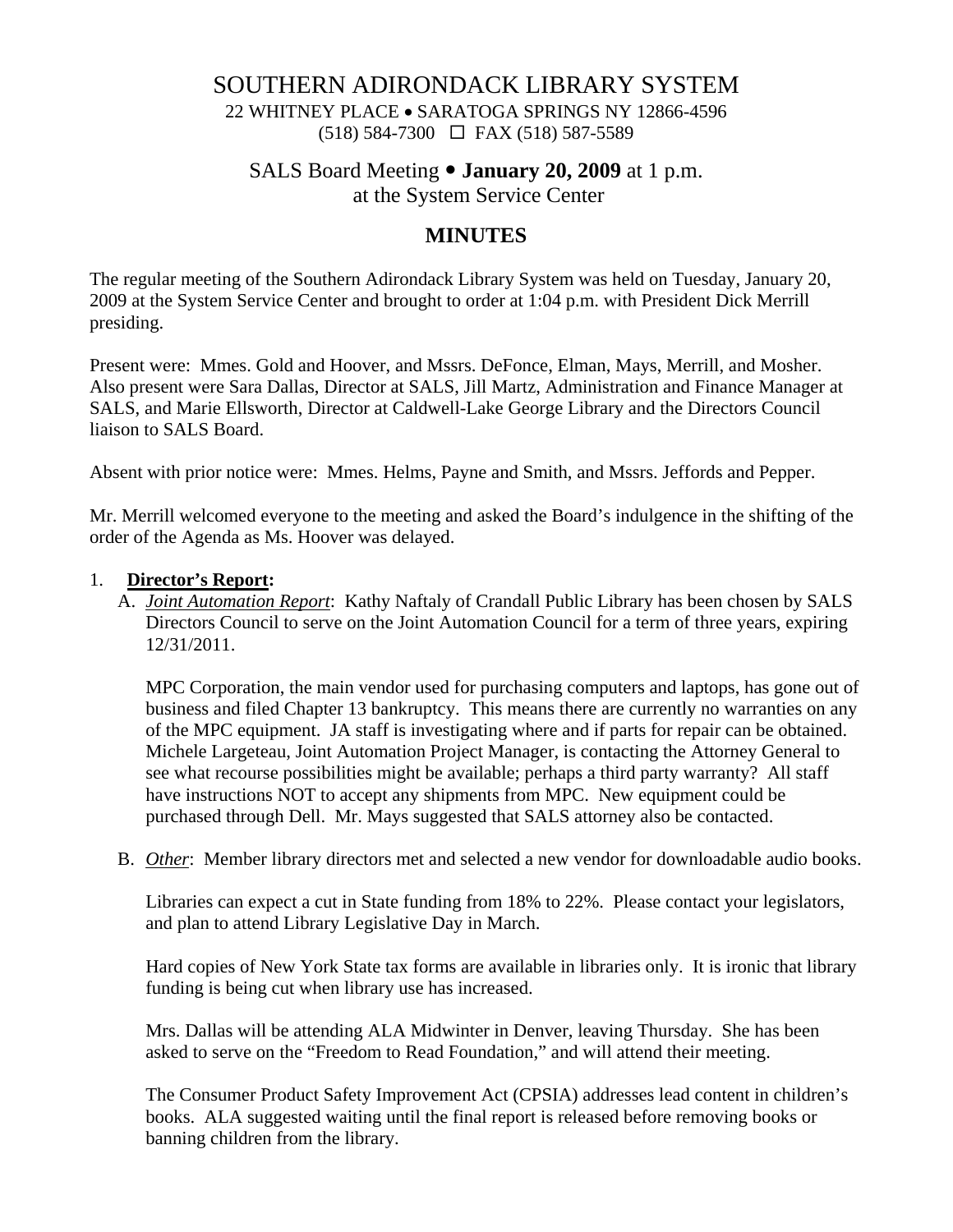# SOUTHERN ADIRONDACK LIBRARY SYSTEM

22 WHITNEY PLACE • SARATOGA SPRINGS NY 12866-4596
(518) 584-7300 ☐ FAX (518) 587-5589

## SALS Board Meeting • **January 20, 2009** at 1 p.m.
at the System Service Center

## MINUTES

The regular meeting of the Southern Adirondack Library System was held on Tuesday, January 20, 2009 at the System Service Center and brought to order at 1:04 p.m. with President Dick Merrill presiding.

Present were: Mmes. Gold and Hoover, and Mssrs. DeFonce, Elman, Mays, Merrill, and Mosher. Also present were Sara Dallas, Director at SALS, Jill Martz, Administration and Finance Manager at SALS, and Marie Ellsworth, Director at Caldwell-Lake George Library and the Directors Council liaison to SALS Board.

Absent with prior notice were: Mmes. Helms, Payne and Smith, and Mssrs. Jeffords and Pepper.

Mr. Merrill welcomed everyone to the meeting and asked the Board's indulgence in the shifting of the order of the Agenda as Ms. Hoover was delayed.

1. **Director's Report:**

   A. *Joint Automation Report*: Kathy Naftaly of Crandall Public Library has been chosen by SALS Directors Council to serve on the Joint Automation Council for a term of three years, expiring 12/31/2011.

      MPC Corporation, the main vendor used for purchasing computers and laptops, has gone out of business and filed Chapter 13 bankruptcy. This means there are currently no warranties on any of the MPC equipment. JA staff is investigating where and if parts for repair can be obtained. Michele Largeteau, Joint Automation Project Manager, is contacting the Attorney General to see what recourse possibilities might be available; perhaps a third party warranty? All staff have instructions NOT to accept any shipments from MPC. New equipment could be purchased through Dell. Mr. Mays suggested that SALS attorney also be contacted.

   B. *Other*: Member library directors met and selected a new vendor for downloadable audio books.

      Libraries can expect a cut in State funding from 18% to 22%. Please contact your legislators, and plan to attend Library Legislative Day in March.

      Hard copies of New York State tax forms are available in libraries only. It is ironic that library funding is being cut when library use has increased.

      Mrs. Dallas will be attending ALA Midwinter in Denver, leaving Thursday. She has been asked to serve on the "Freedom to Read Foundation," and will attend their meeting.

      The Consumer Product Safety Improvement Act (CPSIA) addresses lead content in children's books. ALA suggested waiting until the final report is released before removing books or banning children from the library.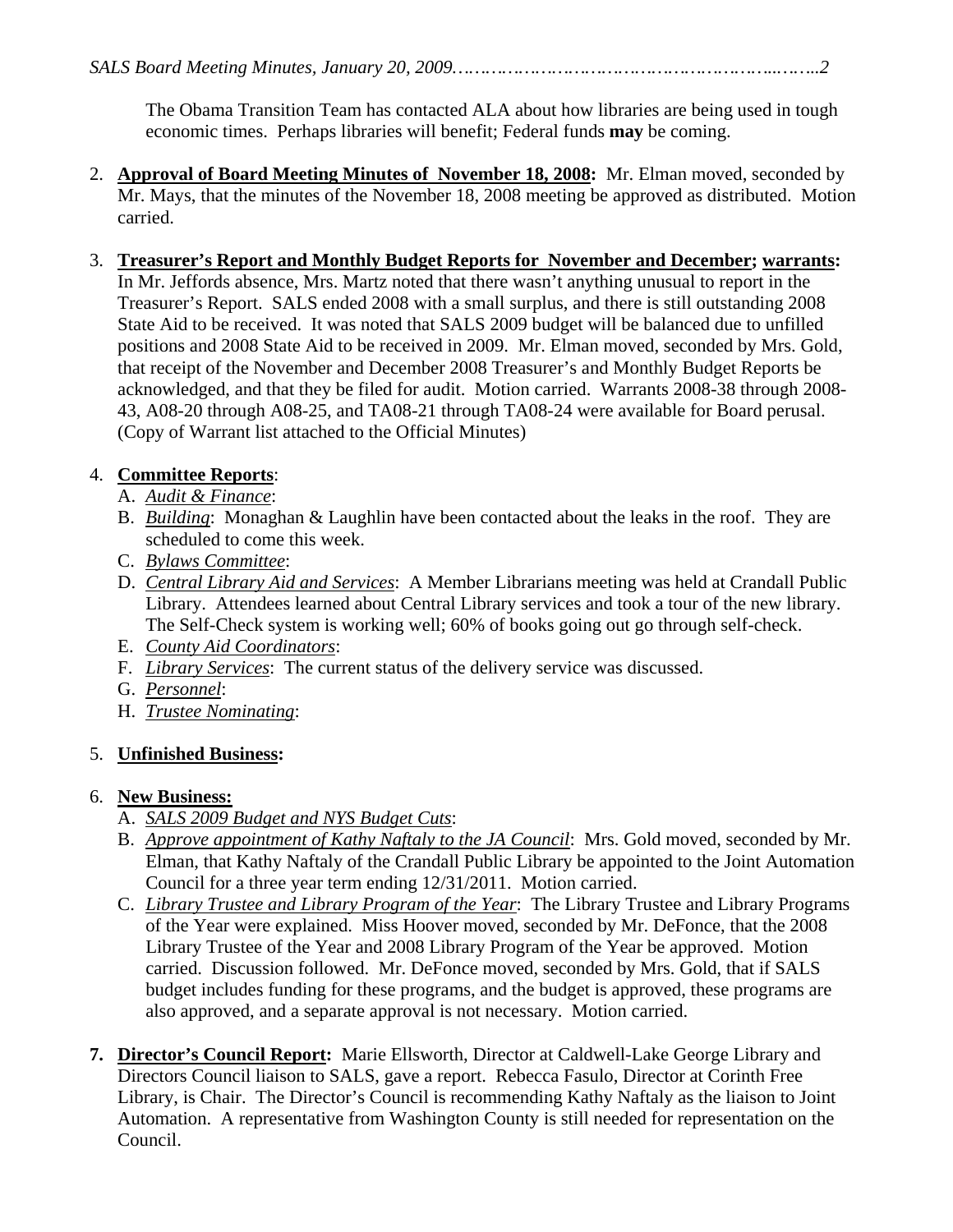The Obama Transition Team has contacted ALA about how libraries are being used in tough economic times. Perhaps libraries will benefit; Federal funds **may** be coming.

2. **Approval of Board Meeting Minutes of November 18, 2008:** Mr. Elman moved, seconded by Mr. Mays, that the minutes of the November 18, 2008 meeting be approved as distributed. Motion carried.

3. **Treasurer's Report and Monthly Budget Reports for November and December; warrants:** In Mr. Jeffords absence, Mrs. Martz noted that there wasn't anything unusual to report in the Treasurer's Report. SALS ended 2008 with a small surplus, and there is still outstanding 2008 State Aid to be received. It was noted that SALS 2009 budget will be balanced due to unfilled positions and 2008 State Aid to be received in 2009. Mr. Elman moved, seconded by Mrs. Gold, that receipt of the November and December 2008 Treasurer's and Monthly Budget Reports be acknowledged, and that they be filed for audit. Motion carried. Warrants 2008-38 through 2008-43, A08-20 through A08-25, and TA08-21 through TA08-24 were available for Board perusal. (Copy of Warrant list attached to the Official Minutes)

4. **Committee Reports**:
   A. *Audit & Finance*:
   B. *Building*: Monaghan & Laughlin have been contacted about the leaks in the roof. They are scheduled to come this week.
   C. *Bylaws Committee*:
   D. *Central Library Aid and Services*: A Member Librarians meeting was held at Crandall Public Library. Attendees learned about Central Library services and took a tour of the new library. The Self-Check system is working well; 60% of books going out go through self-check.
   E. *County Aid Coordinators*:
   F. *Library Services*: The current status of the delivery service was discussed.
   G. *Personnel*:
   H. *Trustee Nominating*:

5. **Unfinished Business:**

6. **New Business:**
   A. *SALS 2009 Budget and NYS Budget Cuts*:
   B. *Approve appointment of Kathy Naftaly to the JA Council*: Mrs. Gold moved, seconded by Mr. Elman, that Kathy Naftaly of the Crandall Public Library be appointed to the Joint Automation Council for a three year term ending 12/31/2011. Motion carried.
   C. *Library Trustee and Library Program of the Year*: The Library Trustee and Library Programs of the Year were explained. Miss Hoover moved, seconded by Mr. DeFonce, that the 2008 Library Trustee of the Year and 2008 Library Program of the Year be approved. Motion carried. Discussion followed. Mr. DeFonce moved, seconded by Mrs. Gold, that if SALS budget includes funding for these programs, and the budget is approved, these programs are also approved, and a separate approval is not necessary. Motion carried.

7. **Director's Council Report:** Marie Ellsworth, Director at Caldwell-Lake George Library and Directors Council liaison to SALS, gave a report. Rebecca Fasulo, Director at Corinth Free Library, is Chair. The Director's Council is recommending Kathy Naftaly as the liaison to Joint Automation. A representative from Washington County is still needed for representation on the Council.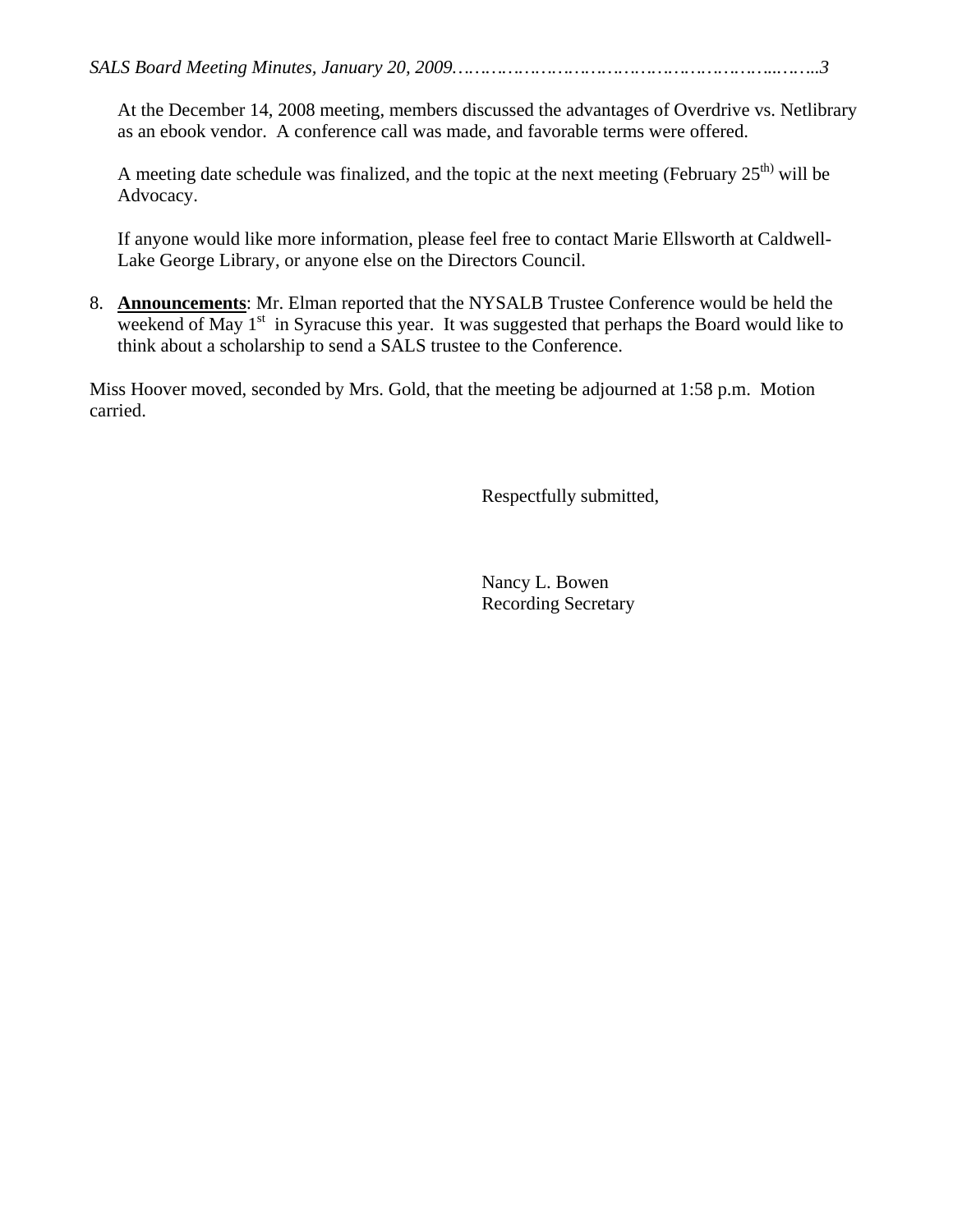At the December 14, 2008 meeting, members discussed the advantages of Overdrive vs. Netlibrary as an ebook vendor.  A conference call was made, and favorable terms were offered.

A meeting date schedule was finalized, and the topic at the next meeting (February 25th) will be Advocacy.

If anyone would like more information, please feel free to contact Marie Ellsworth at Caldwell-Lake George Library, or anyone else on the Directors Council.

8. **Announcements**: Mr. Elman reported that the NYSALB Trustee Conference would be held the weekend of May 1st in Syracuse this year.  It was suggested that perhaps the Board would like to think about a scholarship to send a SALS trustee to the Conference.

Miss Hoover moved, seconded by Mrs. Gold, that the meeting be adjourned at 1:58 p.m.  Motion carried.

Respectfully submitted,

Nancy L. Bowen
Recording Secretary